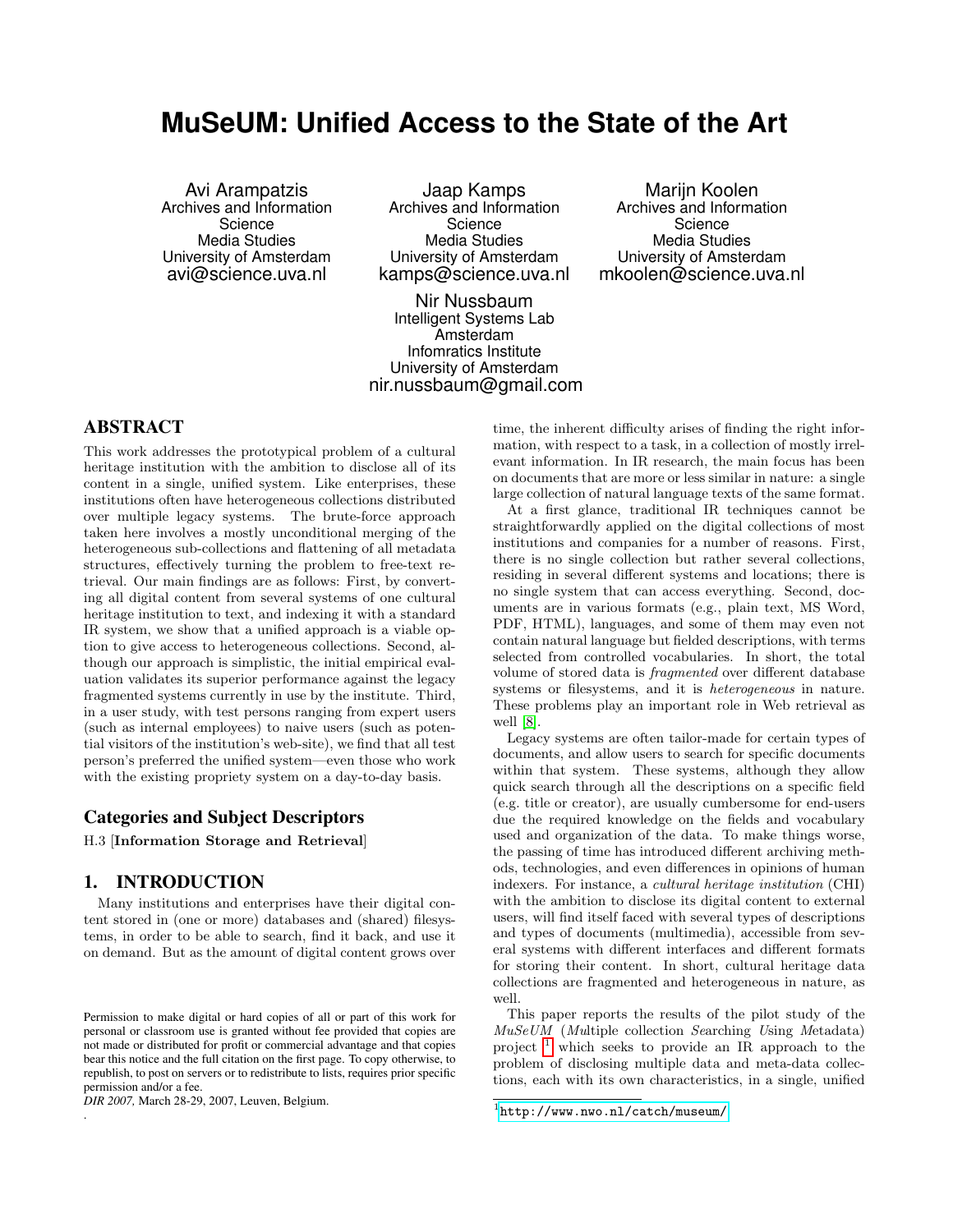# MuSeUM: Unified Access to the State of the Art

Avi Arampatzis
Archives and Information Science
Media Studies
University of Amsterdam
avi@science.uva.nl

Jaap Kamps
Archives and Information Science
Media Studies
University of Amsterdam
kamps@science.uva.nl

Marijn Koolen
Archives and Information Science
Media Studies
University of Amsterdam
mkoolen@science.uva.nl

Nir Nussbaum
Intelligent Systems Lab Amsterdam
Infomratics Institute
University of Amsterdam
nir.nussbaum@gmail.com

## ABSTRACT

This work addresses the prototypical problem of a cultural heritage institution with the ambition to disclose all of its content in a single, unified system. Like enterprises, these institutions often have heterogeneous collections distributed over multiple legacy systems. The brute-force approach taken here involves a mostly unconditional merging of the heterogeneous sub-collections and flattening of all metadata structures, effectively turning the problem to free-text retrieval. Our main findings are as follows: First, by converting all digital content from several systems of one cultural heritage institution to text, and indexing it with a standard IR system, we show that a unified approach is a viable option to give access to heterogeneous collections. Second, although our approach is simplistic, the initial empirical evaluation validates its superior performance against the legacy fragmented systems currently in use by the institute. Third, in a user study, with test persons ranging from expert users (such as internal employees) to naive users (such as potential visitors of the institution's web-site), we find that all test person's preferred the unified system—even those who work with the existing propriety system on a day-to-day basis.

## Categories and Subject Descriptors

H.3 [**Information Storage and Retrieval**]

## 1. INTRODUCTION

Many institutions and enterprises have their digital content stored in (one or more) databases and (shared) filesystems, in order to be able to search, find it back, and use it on demand. But as the amount of digital content grows over time, the inherent difficulty arises of finding the right information, with respect to a task, in a collection of mostly irrelevant information. In IR research, the main focus has been on documents that are more or less similar in nature: a single large collection of natural language texts of the same format.

At a first glance, traditional IR techniques cannot be straightforwardly applied on the digital collections of most institutions and companies for a number of reasons. First, there is no single collection but rather several collections, residing in several different systems and locations; there is no single system that can access everything. Second, documents are in various formats (e.g., plain text, MS Word, PDF, HTML), languages, and some of them may even not contain natural language but fielded descriptions, with terms selected from controlled vocabularies. In short, the total volume of stored data is *fragmented* over different database systems or filesystems, and it is *heterogeneous* in nature. These problems play an important role in Web retrieval as well [8].

Legacy systems are often tailor-made for certain types of documents, and allow users to search for specific documents within that system. These systems, although they allow quick search through all the descriptions on a specific field (e.g. title or creator), are usually cumbersome for end-users due the required knowledge on the fields and vocabulary used and organization of the data. To make things worse, the passing of time has introduced different archiving methods, technologies, and even differences in opinions of human indexers. For instance, a *cultural heritage institution* (CHI) with the ambition to disclose its digital content to external users, will find itself faced with several types of descriptions and types of documents (multimedia), accessible from several systems with different interfaces and different formats for storing their content. In short, cultural heritage data collections are fragmented and heterogeneous in nature, as well.

This paper reports the results of the pilot study of the *MuSeUM* (*Mu*ltiple collection *Se*arching *U*sing *M*etadata) project [1] which seeks to provide an IR approach to the problem of disclosing multiple data and meta-data collections, each with its own characteristics, in a single, unified

[1] http://www.nwo.nl/catch/museum/

Permission to make digital or hard copies of all or part of this work for personal or classroom use is granted without fee provided that copies are not made or distributed for profit or commercial advantage and that copies bear this notice and the full citation on the first page. To copy otherwise, to republish, to post on servers or to redistribute to lists, requires prior specific permission and/or a fee.

*DIR 2007,* March 28-29, 2007, Leuven, Belgium.
.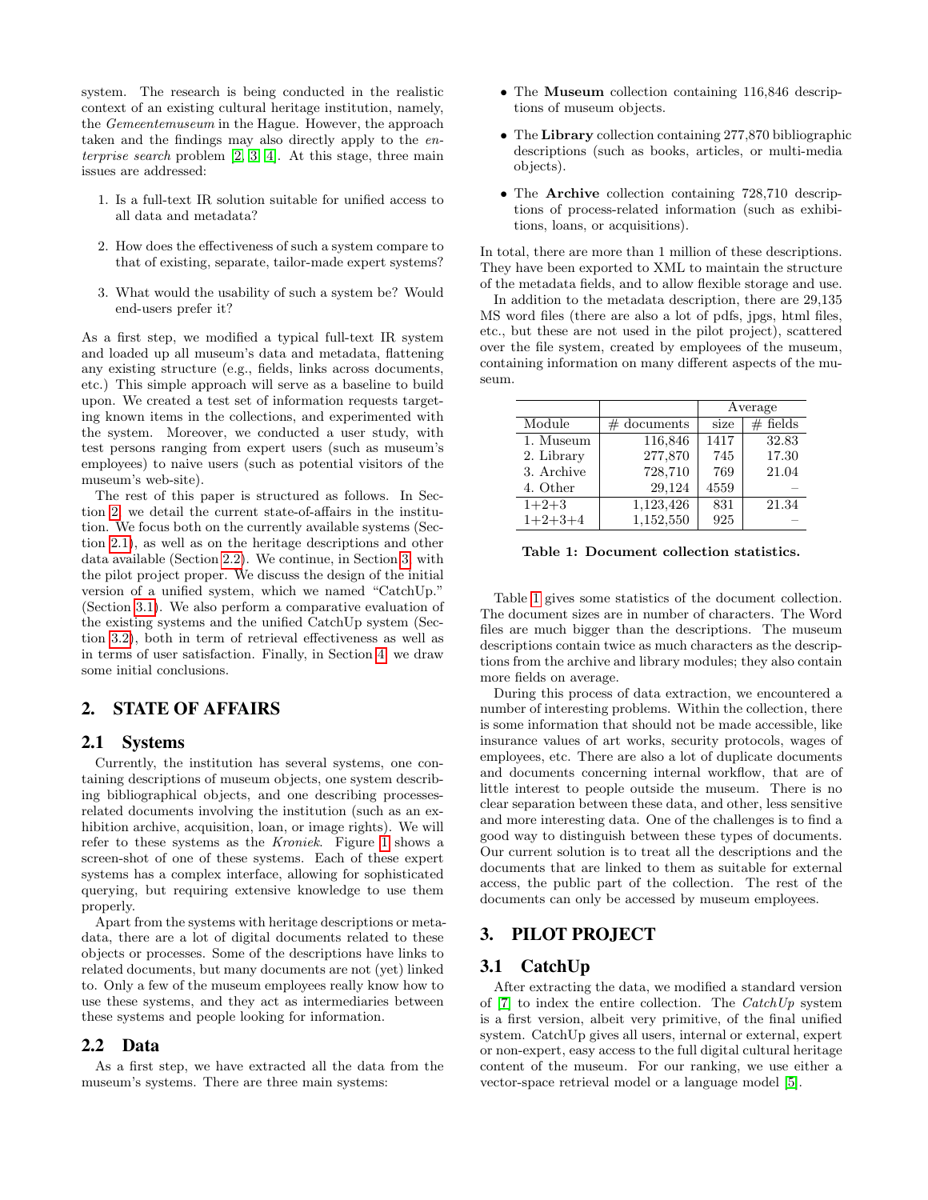system. The research is being conducted in the realistic context of an existing cultural heritage institution, namely, the *Gemeentemuseum* in the Hague. However, the approach taken and the findings may also directly apply to the *enterprise search* problem [2, 3, 4]. At this stage, three main issues are addressed:

1. Is a full-text IR solution suitable for unified access to all data and metadata?
2. How does the effectiveness of such a system compare to that of existing, separate, tailor-made expert systems?
3. What would the usability of such a system be? Would end-users prefer it?

As a first step, we modified a typical full-text IR system and loaded up all museum's data and metadata, flattening any existing structure (e.g., fields, links across documents, etc.) This simple approach will serve as a baseline to build upon. We created a test set of information requests targeting known items in the collections, and experimented with the system. Moreover, we conducted a user study, with test persons ranging from expert users (such as museum's employees) to naive users (such as potential visitors of the museum's web-site).

The rest of this paper is structured as follows. In Section 2, we detail the current state-of-affairs in the institution. We focus both on the currently available systems (Section 2.1), as well as on the heritage descriptions and other data available (Section 2.2). We continue, in Section 3, with the pilot project proper. We discuss the design of the initial version of a unified system, which we named "CatchUp." (Section 3.1). We also perform a comparative evaluation of the existing systems and the unified CatchUp system (Section 3.2), both in term of retrieval effectiveness as well as in terms of user satisfaction. Finally, in Section 4, we draw some initial conclusions.

## 2. STATE OF AFFAIRS

### 2.1 Systems

Currently, the institution has several systems, one containing descriptions of museum objects, one system describing bibliographical objects, and one describing processes-related documents involving the institution (such as an exhibition archive, acquisition, loan, or image rights). We will refer to these systems as the *Kroniek*. Figure 1 shows a screen-shot of one of these systems. Each of these expert systems has a complex interface, allowing for sophisticated querying, but requiring extensive knowledge to use them properly.

Apart from the systems with heritage descriptions or metadata, there are a lot of digital documents related to these objects or processes. Some of the descriptions have links to related documents, but many documents are not (yet) linked to. Only a few of the museum employees really know how to use these systems, and they act as intermediaries between these systems and people looking for information.

### 2.2 Data

As a first step, we have extracted all the data from the museum's systems. There are three main systems:

- The **Museum** collection containing 116,846 descriptions of museum objects.
- The **Library** collection containing 277,870 bibliographic descriptions (such as books, articles, or multi-media objects).
- The **Archive** collection containing 728,710 descriptions of process-related information (such as exhibitions, loans, or acquisitions).

In total, there are more than 1 million of these descriptions. They have been exported to XML to maintain the structure of the metadata fields, and to allow flexible storage and use.

In addition to the metadata description, there are 29,135 MS word files (there are also a lot of pdfs, jpgs, html files, etc., but these are not used in the pilot project), scattered over the file system, created by employees of the museum, containing information on many different aspects of the museum.

| | | Average | |
|---|---|---|---|
| Module | # documents | size | # fields |
| 1. Museum | 116,846 | 1417 | 32.83 |
| 2. Library | 277,870 | 745 | 17.30 |
| 3. Archive | 728,710 | 769 | 21.04 |
| 4. Other | 29,124 | 4559 | – |
| 1+2+3 | 1,123,426 | 831 | 21.34 |
| 1+2+3+4 | 1,152,550 | 925 | – |

**Table 1: Document collection statistics.**

Table 1 gives some statistics of the document collection. The document sizes are in number of characters. The Word files are much bigger than the descriptions. The museum descriptions contain twice as much characters as the descriptions from the archive and library modules; they also contain more fields on average.

During this process of data extraction, we encountered a number of interesting problems. Within the collection, there is some information that should not be made accessible, like insurance values of art works, security protocols, wages of employees, etc. There are also a lot of duplicate documents and documents concerning internal workflow, that are of little interest to people outside the museum. There is no clear separation between these data, and other, less sensitive and more interesting data. One of the challenges is to find a good way to distinguish between these types of documents. Our current solution is to treat all the descriptions and the documents that are linked to them as suitable for external access, the public part of the collection. The rest of the documents can only be accessed by museum employees.

## 3. PILOT PROJECT

### 3.1 CatchUp

After extracting the data, we modified a standard version of [7] to index the entire collection. The *CatchUp* system is a first version, albeit very primitive, of the final unified system. CatchUp gives all users, internal or external, expert or non-expert, easy access to the full digital cultural heritage content of the museum. For our ranking, we use either a vector-space retrieval model or a language model [5].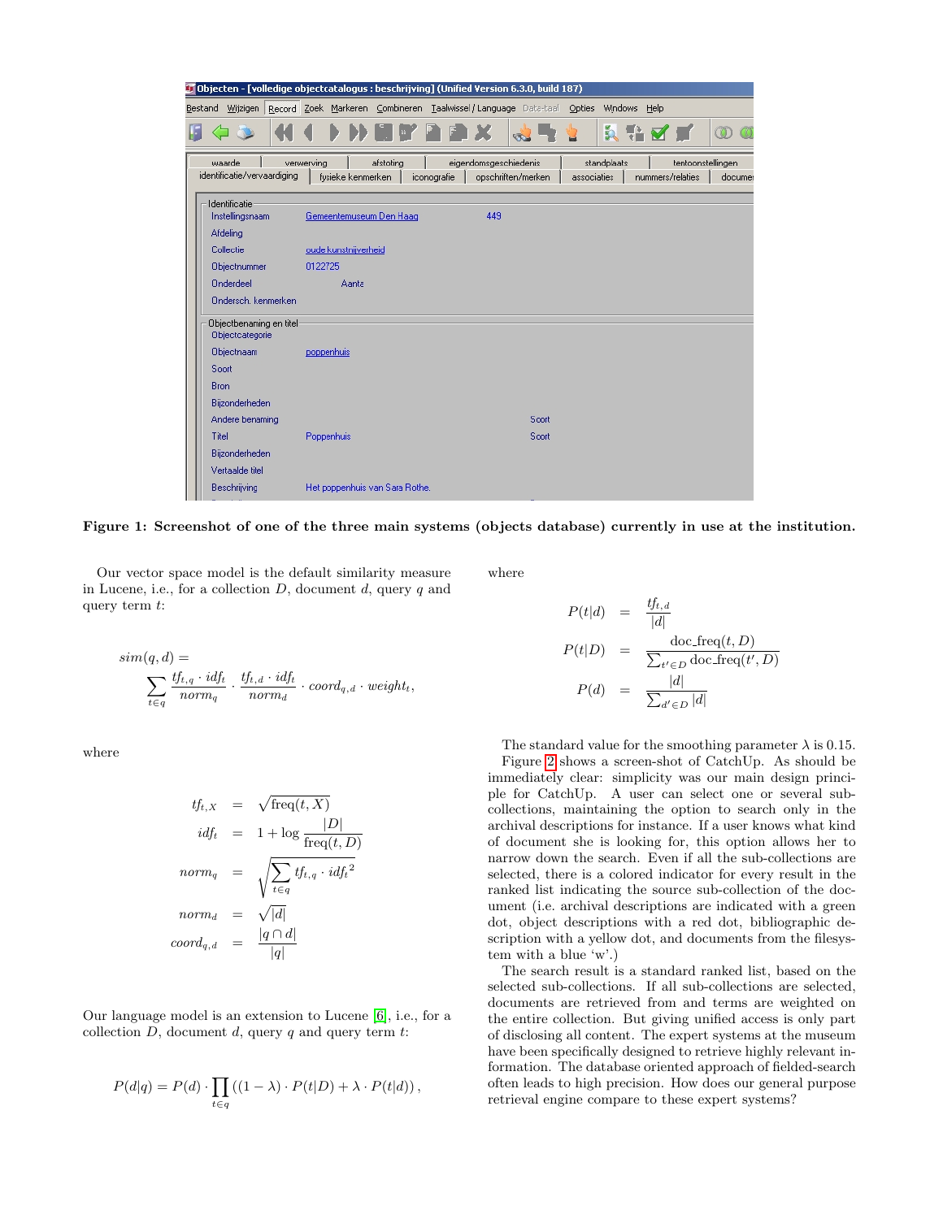**Figure 1: Screenshot of one of the three main systems (objects database) currently in use at the institution.**

Our vector space model is the default similarity measure in Lucene, i.e., for a collection $D$, document $d$, query $q$ and query term $t$:

$$sim(q, d) = \sum_{t \in q} \frac{tf_{t,q} \cdot idf_t}{norm_q} \cdot \frac{tf_{t,d} \cdot idf_t}{norm_d} \cdot coord_{q,d} \cdot weight_t,$$

where

$$\begin{aligned}
tf_{t,X} &= \sqrt{\text{freq}(t, X)} \\
idf_t &= 1 + \log \frac{|D|}{\text{freq}(t, D)} \\
norm_q &= \sqrt{\sum_{t \in q} tf_{t,q} \cdot idf_t^{\,2}} \\
norm_d &= \sqrt{|d|} \\
coord_{q,d} &= \frac{|q \cap d|}{|q|}
\end{aligned}$$

Our language model is an extension to Lucene [6], i.e., for a collection $D$, document $d$, query $q$ and query term $t$:

$$P(d|q) = P(d) \cdot \prod_{t \in q} \left( (1 - \lambda) \cdot P(t|D) + \lambda \cdot P(t|d) \right),$$

where

$$\begin{aligned}
P(t|d) &= \frac{tf_{t,d}}{|d|} \\
P(t|D) &= \frac{\text{doc\_freq}(t, D)}{\sum_{t' \in D} \text{doc\_freq}(t', D)} \\
P(d) &= \frac{|d|}{\sum_{d' \in D} |d|}
\end{aligned}$$

The standard value for the smoothing parameter $\lambda$ is 0.15.

Figure 2 shows a screen-shot of CatchUp. As should be immediately clear: simplicity was our main design principle for CatchUp. A user can select one or several sub-collections, maintaining the option to search only in the archival descriptions for instance. If a user knows what kind of document she is looking for, this option allows her to narrow down the search. Even if all the sub-collections are selected, there is a colored indicator for every result in the ranked list indicating the source sub-collection of the document (i.e. archival descriptions are indicated with a green dot, object descriptions with a red dot, bibliographic description with a yellow dot, and documents from the filesystem with a blue 'w'.)

The search result is a standard ranked list, based on the selected sub-collections. If all sub-collections are selected, documents are retrieved from and terms are weighted on the entire collection. But giving unified access is only part of disclosing all content. The expert systems at the museum have been specifically designed to retrieve highly relevant information. The database oriented approach of fielded-search often leads to high precision. How does our general purpose retrieval engine compare to these expert systems?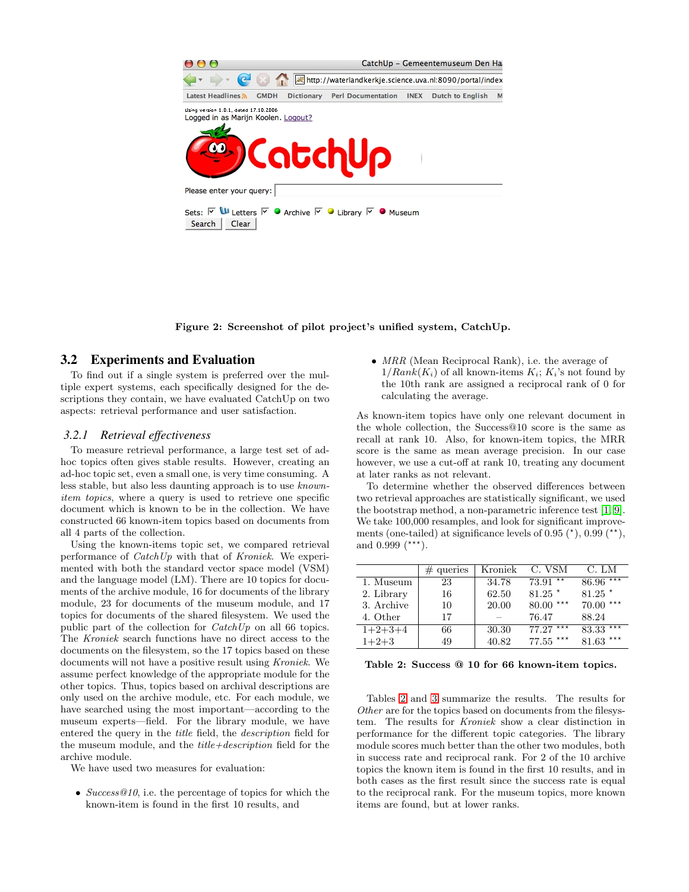Figure 2: Screenshot of pilot project's unified system, CatchUp.

## 3.2 Experiments and Evaluation

To find out if a single system is preferred over the multiple expert systems, each specifically designed for the descriptions they contain, we have evaluated CatchUp on two aspects: retrieval performance and user satisfaction.

### 3.2.1 Retrieval effectiveness

To measure retrieval performance, a large test set of ad-hoc topics often gives stable results. However, creating an ad-hoc topic set, even a small one, is very time consuming. A less stable, but also less daunting approach is to use *known-item topics*, where a query is used to retrieve one specific document which is known to be in the collection. We have constructed 66 known-item topics based on documents from all 4 parts of the collection.

Using the known-items topic set, we compared retrieval performance of *CatchUp* with that of *Kroniek*. We experimented with both the standard vector space model (VSM) and the language model (LM). There are 10 topics for documents of the archive module, 16 for documents of the library module, 23 for documents of the museum module, and 17 topics for documents of the shared filesystem. We used the public part of the collection for *CatchUp* on all 66 topics. The *Kroniek* search functions have no direct access to the documents on the filesystem, so the 17 topics based on these documents will not have a positive result using *Kroniek*. We assume perfect knowledge of the appropriate module for the other topics. Thus, topics based on archival descriptions are only used on the archive module, etc. For each module, we have searched using the most important—according to the museum experts—field. For the library module, we have entered the query in the *title* field, the *description* field for the museum module, and the *title+description* field for the archive module.

We have used two measures for evaluation:

- *Success@10*, i.e. the percentage of topics for which the known-item is found in the first 10 results, and
- *MRR* (Mean Reciprocal Rank), i.e. the average of $1/Rank(K_i)$ of all known-items $K_i$; $K_i$'s not found by the 10th rank are assigned a reciprocal rank of 0 for calculating the average.

As known-item topics have only one relevant document in the whole collection, the Success@10 score is the same as recall at rank 10. Also, for known-item topics, the MRR score is the same as mean average precision. In our case however, we use a cut-off at rank 10, treating any document at later ranks as not relevant.

To determine whether the observed differences between two retrieval approaches are statistically significant, we used the bootstrap method, a non-parametric inference test [1, 9]. We take 100,000 resamples, and look for significant improvements (one-tailed) at significance levels of 0.95 ($^\star$), 0.99 ($^{\star\star}$), and 0.999 ($^{\star\star\star}$).

| | # queries | Kroniek | C. VSM | C. LM |
|---|---|---|---|---|
| 1. Museum | 23 | 34.78 | 73.91 $^{\star\star}$ | 86.96 $^{\star\star\star}$ |
| 2. Library | 16 | 62.50 | 81.25 $^{\star}$ | 81.25 $^{\star}$ |
| 3. Archive | 10 | 20.00 | 80.00 $^{\star\star\star}$ | 70.00 $^{\star\star\star}$ |
| 4. Other | 17 | – | 76.47 | 88.24 |
| 1+2+3+4 | 66 | 30.30 | 77.27 $^{\star\star\star}$ | 83.33 $^{\star\star\star}$ |
| 1+2+3 | 49 | 40.82 | 77.55 $^{\star\star\star}$ | 81.63 $^{\star\star\star}$ |

Table 2: Success @ 10 for 66 known-item topics.

Tables 2 and 3 summarize the results. The results for *Other* are for the topics based on documents from the filesystem. The results for *Kroniek* show a clear distinction in performance for the different topic categories. The library module scores much better than the other two modules, both in success rate and reciprocal rank. For 2 of the 10 archive topics the known item is found in the first 10 results, and in both cases as the first result since the success rate is equal to the reciprocal rank. For the museum topics, more known items are found, but at lower ranks.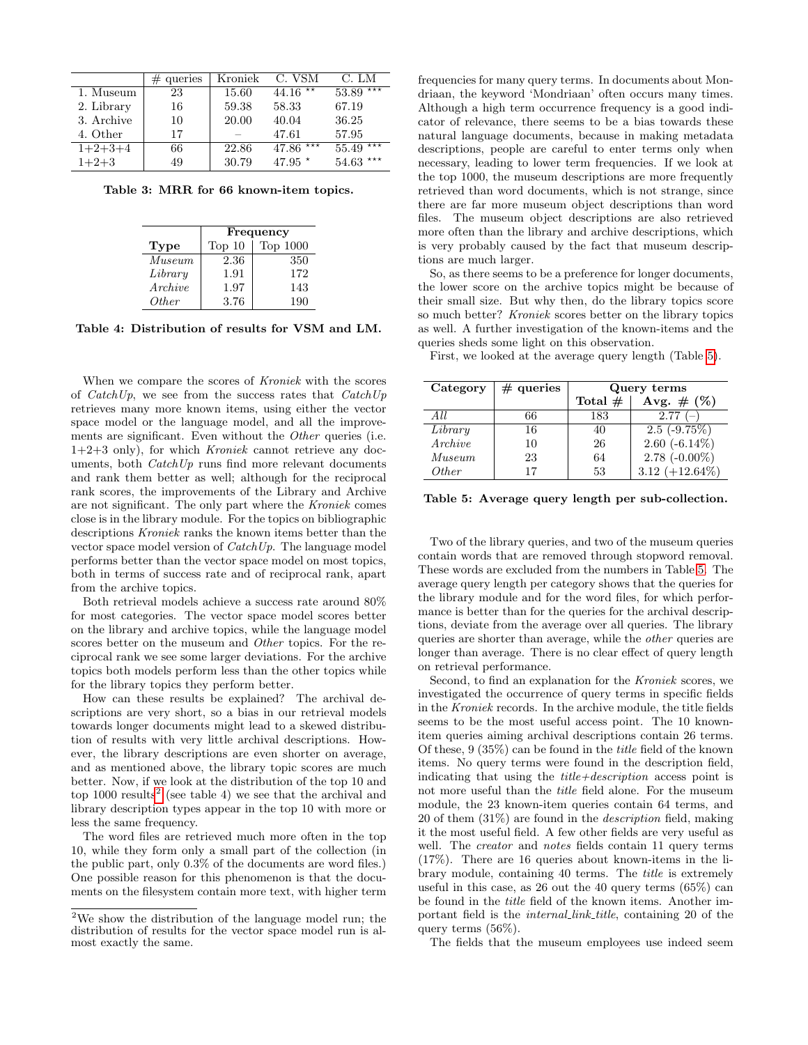|  | # queries | Kroniek | C. VSM | C. LM |
|---|---|---|---|---|
| 1. Museum | 23 | 15.60 | 44.16 ** | 53.89 *** |
| 2. Library | 16 | 59.38 | 58.33 | 67.19 |
| 3. Archive | 10 | 20.00 | 40.04 | 36.25 |
| 4. Other | 17 | – | 47.61 | 57.95 |
| 1+2+3+4 | 66 | 22.86 | 47.86 *** | 55.49 *** |
| 1+2+3 | 49 | 30.79 | 47.95 * | 54.63 *** |

**Table 3: MRR for 66 known-item topics.**

|  | Frequency |  |
|---|---|---|
| **Type** | Top 10 | Top 1000 |
| *Museum* | 2.36 | 350 |
| *Library* | 1.91 | 172 |
| *Archive* | 1.97 | 143 |
| *Other* | 3.76 | 190 |

**Table 4: Distribution of results for VSM and LM.**

When we compare the scores of *Kroniek* with the scores of *CatchUp*, we see from the success rates that *CatchUp* retrieves many more known items, using either the vector space model or the language model, and all the improvements are significant. Even without the *Other* queries (i.e. 1+2+3 only), for which *Kroniek* cannot retrieve any documents, both *CatchUp* runs find more relevant documents and rank them better as well; although for the reciprocal rank scores, the improvements of the Library and Archive are not significant. The only part where the *Kroniek* comes close is in the library module. For the topics on bibliographic descriptions *Kroniek* ranks the known items better than the vector space model version of *CatchUp*. The language model performs better than the vector space model on most topics, both in terms of success rate and of reciprocal rank, apart from the archive topics.

Both retrieval models achieve a success rate around 80% for most categories. The vector space model scores better on the library and archive topics, while the language model scores better on the museum and *Other* topics. For the reciprocal rank we see some larger deviations. For the archive topics both models perform less than the other topics while for the library topics they perform better.

How can these results be explained? The archival descriptions are very short, so a bias in our retrieval models towards longer documents might lead to a skewed distribution of results with very little archival descriptions. However, the library descriptions are even shorter on average, and as mentioned above, the library topic scores are much better. Now, if we look at the distribution of the top 10 and top 1000 results[2] (see table 4) we see that the archival and library description types appear in the top 10 with more or less the same frequency.

The word files are retrieved much more often in the top 10, while they form only a small part of the collection (in the public part, only 0.3% of the documents are word files.) One possible reason for this phenomenon is that the documents on the filesystem contain more text, with higher term frequencies for many query terms. In documents about Mondriaan, the keyword 'Mondriaan' often occurs many times. Although a high term occurrence frequency is a good indicator of relevance, there seems to be a bias towards these natural language documents, because in making metadata descriptions, people are careful to enter terms only when necessary, leading to lower term frequencies. If we look at the top 1000, the museum descriptions are more frequently retrieved than word documents, which is not strange, since there are far more museum object descriptions than word files. The museum object descriptions are also retrieved more often than the library and archive descriptions, which is very probably caused by the fact that museum descriptions are much larger.

So, as there seems to be a preference for longer documents, the lower score on the archive topics might be because of their small size. But why then, do the library topics score so much better? *Kroniek* scores better on the library topics as well. A further investigation of the known-items and the queries sheds some light on this observation.

First, we looked at the average query length (Table 5).

| Category | # queries | Query terms |  |
|---|---|---|---|
|  |  | **Total #** | **Avg. # (%)** |
| *All* | 66 | 183 | 2.77 (–) |
| *Library* | 16 | 40 | 2.5 (-9.75%) |
| *Archive* | 10 | 26 | 2.60 (-6.14%) |
| *Museum* | 23 | 64 | 2.78 (-0.00%) |
| *Other* | 17 | 53 | 3.12 (+12.64%) |

**Table 5: Average query length per sub-collection.**

Two of the library queries, and two of the museum queries contain words that are removed through stopword removal. These words are excluded from the numbers in Table 5. The average query length per category shows that the queries for the library module and for the word files, for which performance is better than for the queries for the archival descriptions, deviate from the average over all queries. The library queries are shorter than average, while the *other* queries are longer than average. There is no clear effect of query length on retrieval performance.

Second, to find an explanation for the *Kroniek* scores, we investigated the occurrence of query terms in specific fields in the *Kroniek* records. In the archive module, the title fields seems to be the most useful access point. The 10 known-item queries aiming archival descriptions contain 26 terms. Of these, 9 (35%) can be found in the *title* field of the known items. No query terms were found in the description field, indicating that using the *title+description* access point is not more useful than the *title* field alone. For the museum module, the 23 known-item queries contain 64 terms, and 20 of them (31%) are found in the *description* field, making it the most useful field. A few other fields are very useful as well. The *creator* and *notes* fields contain 11 query terms (17%). There are 16 queries about known-items in the library module, containing 40 terms. The *title* is extremely useful in this case, as 26 out the 40 query terms (65%) can be found in the *title* field of the known items. Another important field is the *internal_link_title*, containing 20 of the query terms (56%).

The fields that the museum employees use indeed seem

[2]We show the distribution of the language model run; the distribution of results for the vector space model run is almost exactly the same.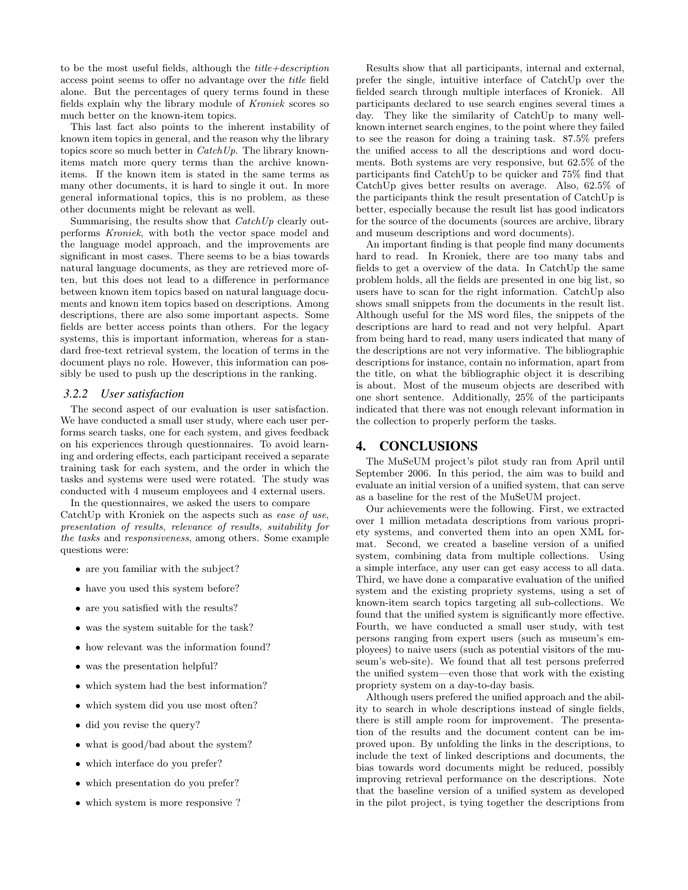to be the most useful fields, although the *title+description* access point seems to offer no advantage over the *title* field alone. But the percentages of query terms found in these fields explain why the library module of *Kroniek* scores so much better on the known-item topics.

This last fact also points to the inherent instability of known item topics in general, and the reason why the library topics score so much better in *CatchUp*. The library known-items match more query terms than the archive known-items. If the known item is stated in the same terms as many other documents, it is hard to single it out. In more general informational topics, this is no problem, as these other documents might be relevant as well.

Summarising, the results show that *CatchUp* clearly outperforms *Kroniek*, with both the vector space model and the language model approach, and the improvements are significant in most cases. There seems to be a bias towards natural language documents, as they are retrieved more often, but this does not lead to a difference in performance between known item topics based on natural language documents and known item topics based on descriptions. Among descriptions, there are also some important aspects. Some fields are better access points than others. For the legacy systems, this is important information, whereas for a standard free-text retrieval system, the location of terms in the document plays no role. However, this information can possibly be used to push up the descriptions in the ranking.

### 3.2.2 User satisfaction

The second aspect of our evaluation is user satisfaction. We have conducted a small user study, where each user performs search tasks, one for each system, and gives feedback on his experiences through questionnaires. To avoid learning and ordering effects, each participant received a separate training task for each system, and the order in which the tasks and systems were used were rotated. The study was conducted with 4 museum employees and 4 external users.

In the questionnaires, we asked the users to compare CatchUp with Kroniek on the aspects such as *ease of use*, *presentation of results*, *relevance of results*, *suitability for the tasks* and *responsiveness*, among others. Some example questions were:

- are you familiar with the subject?
- have you used this system before?
- are you satisfied with the results?
- was the system suitable for the task?
- how relevant was the information found?
- was the presentation helpful?
- which system had the best information?
- which system did you use most often?
- did you revise the query?
- what is good/bad about the system?
- which interface do you prefer?
- which presentation do you prefer?
- which system is more responsive ?

Results show that all participants, internal and external, prefer the single, intuitive interface of CatchUp over the fielded search through multiple interfaces of Kroniek. All participants declared to use search engines several times a day. They like the similarity of CatchUp to many well-known internet search engines, to the point where they failed to see the reason for doing a training task. 87.5% prefers the unified access to all the descriptions and word documents. Both systems are very responsive, but 62.5% of the participants find CatchUp to be quicker and 75% find that CatchUp gives better results on average. Also, 62.5% of the participants think the result presentation of CatchUp is better, especially because the result list has good indicators for the source of the documents (sources are archive, library and museum descriptions and word documents).

An important finding is that people find many documents hard to read. In Kroniek, there are too many tabs and fields to get a overview of the data. In CatchUp the same problem holds, all the fields are presented in one big list, so users have to scan for the right information. CatchUp also shows small snippets from the documents in the result list. Although useful for the MS word files, the snippets of the descriptions are hard to read and not very helpful. Apart from being hard to read, many users indicated that many of the descriptions are not very informative. The bibliographic descriptions for instance, contain no information, apart from the title, on what the bibliographic object it is describing is about. Most of the museum objects are described with one short sentence. Additionally, 25% of the participants indicated that there was not enough relevant information in the collection to properly perform the tasks.

## 4. CONCLUSIONS

The MuSeUM project's pilot study ran from April until September 2006. In this period, the aim was to build and evaluate an initial version of a unified system, that can serve as a baseline for the rest of the MuSeUM project.

Our achievements were the following. First, we extracted over 1 million metadata descriptions from various propriety systems, and converted them into an open XML format. Second, we created a baseline version of a unified system, combining data from multiple collections. Using a simple interface, any user can get easy access to all data. Third, we have done a comparative evaluation of the unified system and the existing propriety systems, using a set of known-item search topics targeting all sub-collections. We found that the unified system is significantly more effective. Fourth, we have conducted a small user study, with test persons ranging from expert users (such as museum's employees) to naive users (such as potential visitors of the museum's web-site). We found that all test persons preferred the unified system—even those that work with the existing propriety system on a day-to-day basis.

Although users prefered the unified approach and the ability to search in whole descriptions instead of single fields, there is still ample room for improvement. The presentation of the results and the document content can be improved upon. By unfolding the links in the descriptions, to include the text of linked descriptions and documents, the bias towards word documents might be reduced, possibly improving retrieval performance on the descriptions. Note that the baseline version of a unified system as developed in the pilot project, is tying together the descriptions from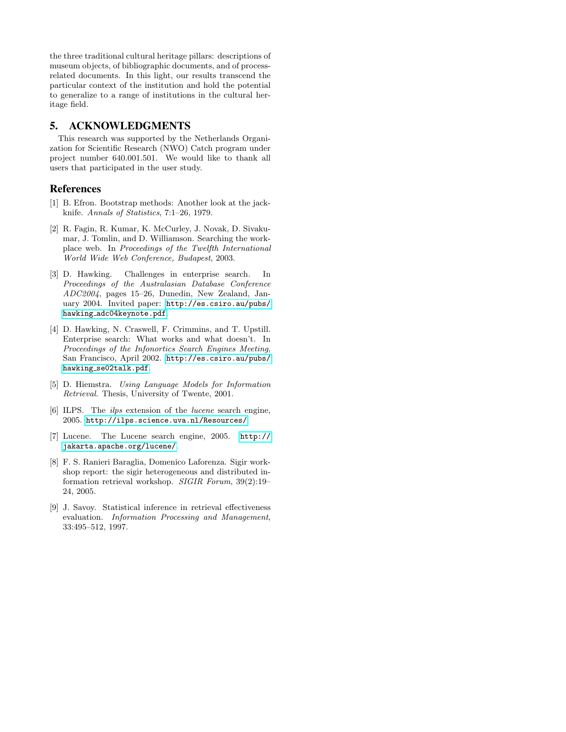the three traditional cultural heritage pillars: descriptions of museum objects, of bibliographic documents, and of process-related documents. In this light, our results transcend the particular context of the institution and hold the potential to generalize to a range of institutions in the cultural heritage field.

## 5. ACKNOWLEDGMENTS

This research was supported by the Netherlands Organization for Scientific Research (NWO) Catch program under project number 640.001.501. We would like to thank all users that participated in the user study.

## References

[1] B. Efron. Bootstrap methods: Another look at the jackknife. *Annals of Statistics*, 7:1–26, 1979.

[2] R. Fagin, R. Kumar, K. McCurley, J. Novak, D. Sivakumar, J. Tomlin, and D. Williamson. Searching the workplace web. In *Proceedings of the Twelfth International World Wide Web Conference, Budapest*, 2003.

[3] D. Hawking. Challenges in enterprise search. In *Proceedings of the Australasian Database Conference ADC2004*, pages 15–26, Dunedin, New Zealand, January 2004. Invited paper: `http://es.csiro.au/pubs/hawking_adc04keynote.pdf`.

[4] D. Hawking, N. Craswell, F. Crimmins, and T. Upstill. Enterprise search: What works and what doesn't. In *Proceedings of the Infonortics Search Engines Meeting*, San Francisco, April 2002. `http://es.csiro.au/pubs/hawking_se02talk.pdf`.

[5] D. Hiemstra. *Using Language Models for Information Retrieval*. Thesis, University of Twente, 2001.

[6] ILPS. The *ilps* extension of the *lucene* search engine, 2005. `http://ilps.science.uva.nl/Resources/`.

[7] Lucene. The Lucene search engine, 2005. `http://jakarta.apache.org/lucene/`.

[8] F. S. Ranieri Baraglia, Domenico Laforenza. Sigir workshop report: the sigir heterogeneous and distributed information retrieval workshop. *SIGIR Forum*, 39(2):19–24, 2005.

[9] J. Savoy. Statistical inference in retrieval effectiveness evaluation. *Information Processing and Management*, 33:495–512, 1997.